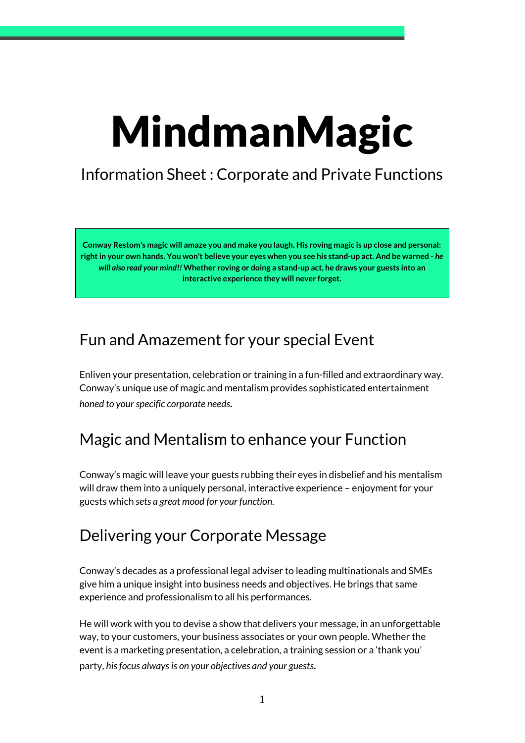# MindmanMagic

Information Sheet : Corporate and Private Functions

**Conway Restom's magic will amaze you and make you laugh. His roving magic is up close and personal: right in your own hands. You won't believe your eyes when you see his stand-up act. And be warned -** ***he will also read your mind!!*** **Whether roving or doing a stand-up act, he draws your guests into an interactive experience they will never forget.**

## Fun and Amazement for your special Event

Enliven your presentation, celebration or training in a fun-filled and extraordinary way. Conway's unique use of magic and mentalism provides sophisticated entertainment *honed to your specific corporate needs***.**

## Magic and Mentalism to enhance your Function

Conway's magic will leave your guests rubbing their eyes in disbelief and his mentalism will draw them into a uniquely personal, interactive experience – enjoyment for your guests which *sets a great mood for your function.*

## Delivering your Corporate Message

Conway's decades as a professional legal adviser to leading multinationals and SMEs give him a unique insight into business needs and objectives. He brings that same experience and professionalism to all his performances.

He will work with you to devise a show that delivers your message, in an unforgettable way, to your customers, your business associates or your own people. Whether the event is a marketing presentation, a celebration, a training session or a 'thank you' party, *his focus always is on your objectives and your guests***.**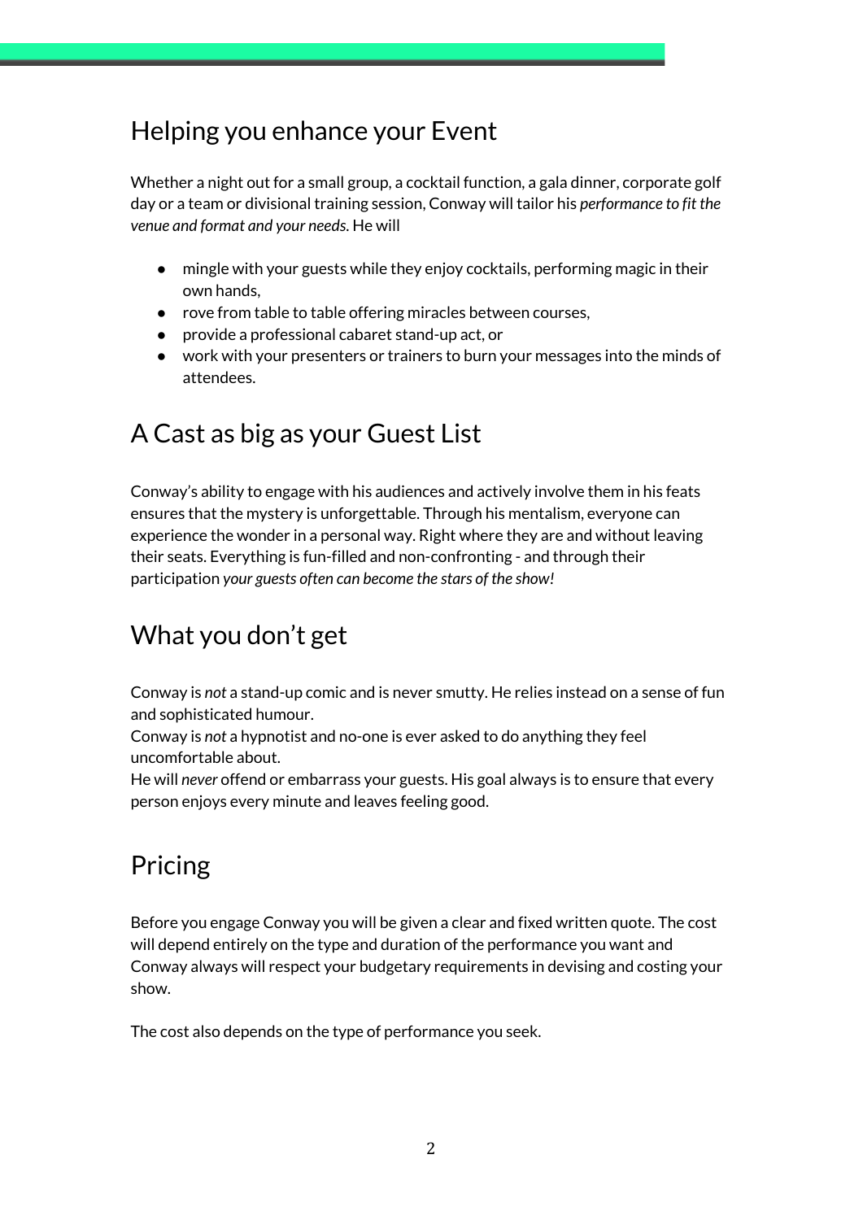## Helping you enhance your Event

Whether a night out for a small group, a cocktail function, a gala dinner, corporate golf day or a team or divisional training session, Conway will tailor his *performance to fit the venue and format and your needs.* He will

- mingle with your guests while they enjoy cocktails, performing magic in their own hands,
- rove from table to table offering miracles between courses,
- provide a professional cabaret stand-up act, or
- work with your presenters or trainers to burn your messages into the minds of attendees.

## A Cast as big as your Guest List

Conway's ability to engage with his audiences and actively involve them in his feats ensures that the mystery is unforgettable. Through his mentalism, everyone can experience the wonder in a personal way. Right where they are and without leaving their seats. Everything is fun-filled and non-confronting - and through their participation *your guests often can become the stars of the show!*

## What you don't get

Conway is *not* a stand-up comic and is never smutty. He relies instead on a sense of fun and sophisticated humour.
Conway is *not* a hypnotist and no-one is ever asked to do anything they feel uncomfortable about.
He will *never* offend or embarrass your guests. His goal always is to ensure that every person enjoys every minute and leaves feeling good.

## Pricing

Before you engage Conway you will be given a clear and fixed written quote. The cost will depend entirely on the type and duration of the performance you want and Conway always will respect your budgetary requirements in devising and costing your show.

The cost also depends on the type of performance you seek.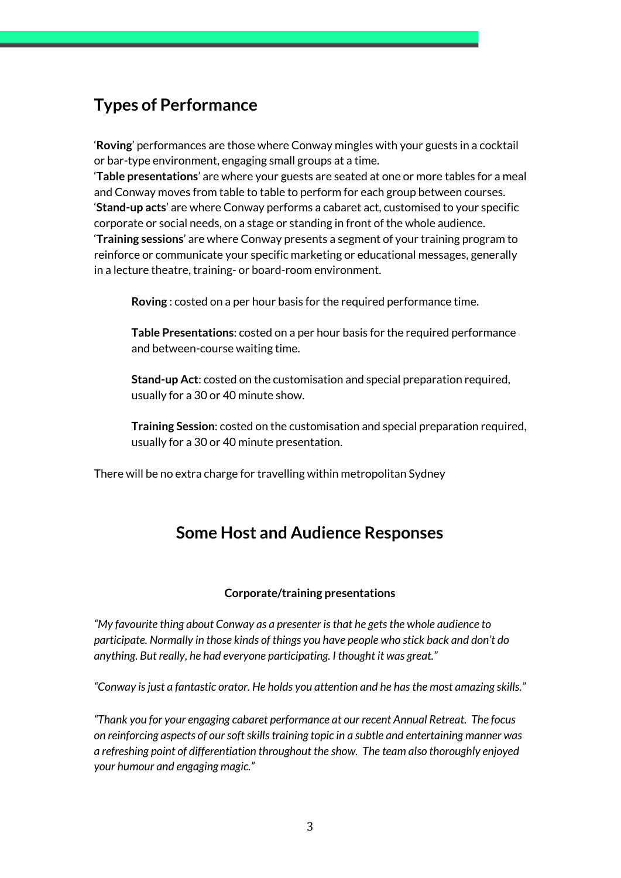## Types of Performance

'**Roving**' performances are those where Conway mingles with your guests in a cocktail or bar-type environment, engaging small groups at a time.
'**Table presentations**' are where your guests are seated at one or more tables for a meal and Conway moves from table to table to perform for each group between courses.
'**Stand-up acts**' are where Conway performs a cabaret act, customised to your specific corporate or social needs, on a stage or standing in front of the whole audience.
'**Training sessions**' are where Conway presents a segment of your training program to reinforce or communicate your specific marketing or educational messages, generally in a lecture theatre, training- or board-room environment.

> **Roving** : costed on a per hour basis for the required performance time.
>
> **Table Presentations**: costed on a per hour basis for the required performance and between-course waiting time.
>
> **Stand-up Act**: costed on the customisation and special preparation required, usually for a 30 or 40 minute show.
>
> **Training Session**: costed on the customisation and special preparation required, usually for a 30 or 40 minute presentation.

There will be no extra charge for travelling within metropolitan Sydney

## Some Host and Audience Responses

**Corporate/training presentations**

*"My favourite thing about Conway as a presenter is that he gets the whole audience to participate. Normally in those kinds of things you have people who stick back and don't do anything. But really, he had everyone participating. I thought it was great."*

*"Conway is just a fantastic orator. He holds you attention and he has the most amazing skills."*

*"Thank you for your engaging cabaret performance at our recent Annual Retreat. The focus on reinforcing aspects of our soft skills training topic in a subtle and entertaining manner was a refreshing point of differentiation throughout the show. The team also thoroughly enjoyed your humour and engaging magic."*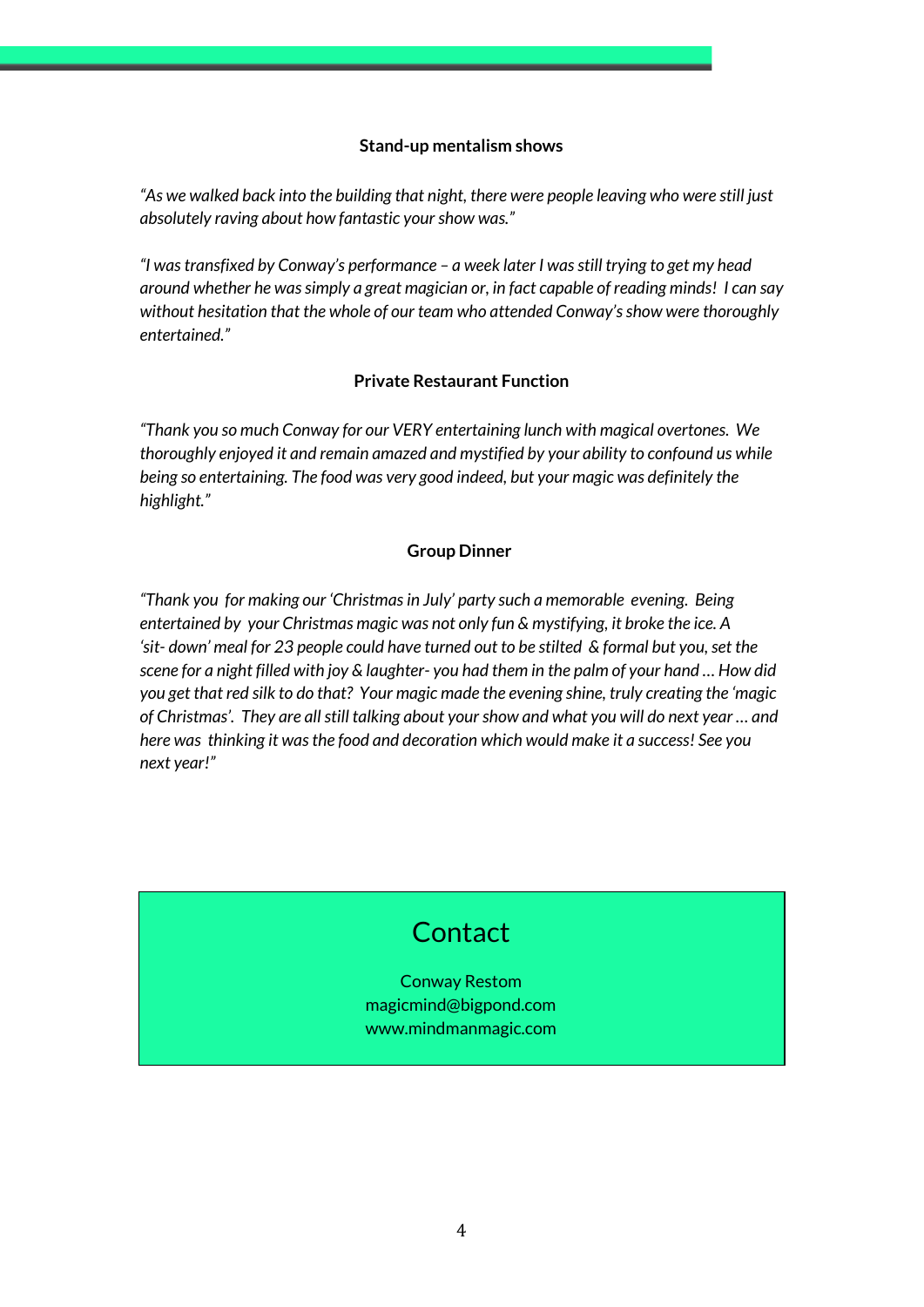**Stand-up mentalism shows**

*"As we walked back into the building that night, there were people leaving who were still just absolutely raving about how fantastic your show was."*

*"I was transfixed by Conway's performance – a week later I was still trying to get my head around whether he was simply a great magician or, in fact capable of reading minds! I can say without hesitation that the whole of our team who attended Conway's show were thoroughly entertained."*

**Private Restaurant Function**

*"Thank you so much Conway for our VERY entertaining lunch with magical overtones. We thoroughly enjoyed it and remain amazed and mystified by your ability to confound us while being so entertaining. The food was very good indeed, but your magic was definitely the highlight."*

**Group Dinner**

*"Thank you for making our 'Christmas in July' party such a memorable evening. Being entertained by your Christmas magic was not only fun & mystifying, it broke the ice. A 'sit- down' meal for 23 people could have turned out to be stilted & formal but you, set the scene for a night filled with joy & laughter- you had them in the palm of your hand … How did you get that red silk to do that? Your magic made the evening shine, truly creating the 'magic of Christmas'. They are all still talking about your show and what you will do next year … and here was thinking it was the food and decoration which would make it a success! See you next year!"*

## Contact

Conway Restom
magicmind@bigpond.com
www.mindmanmagic.com